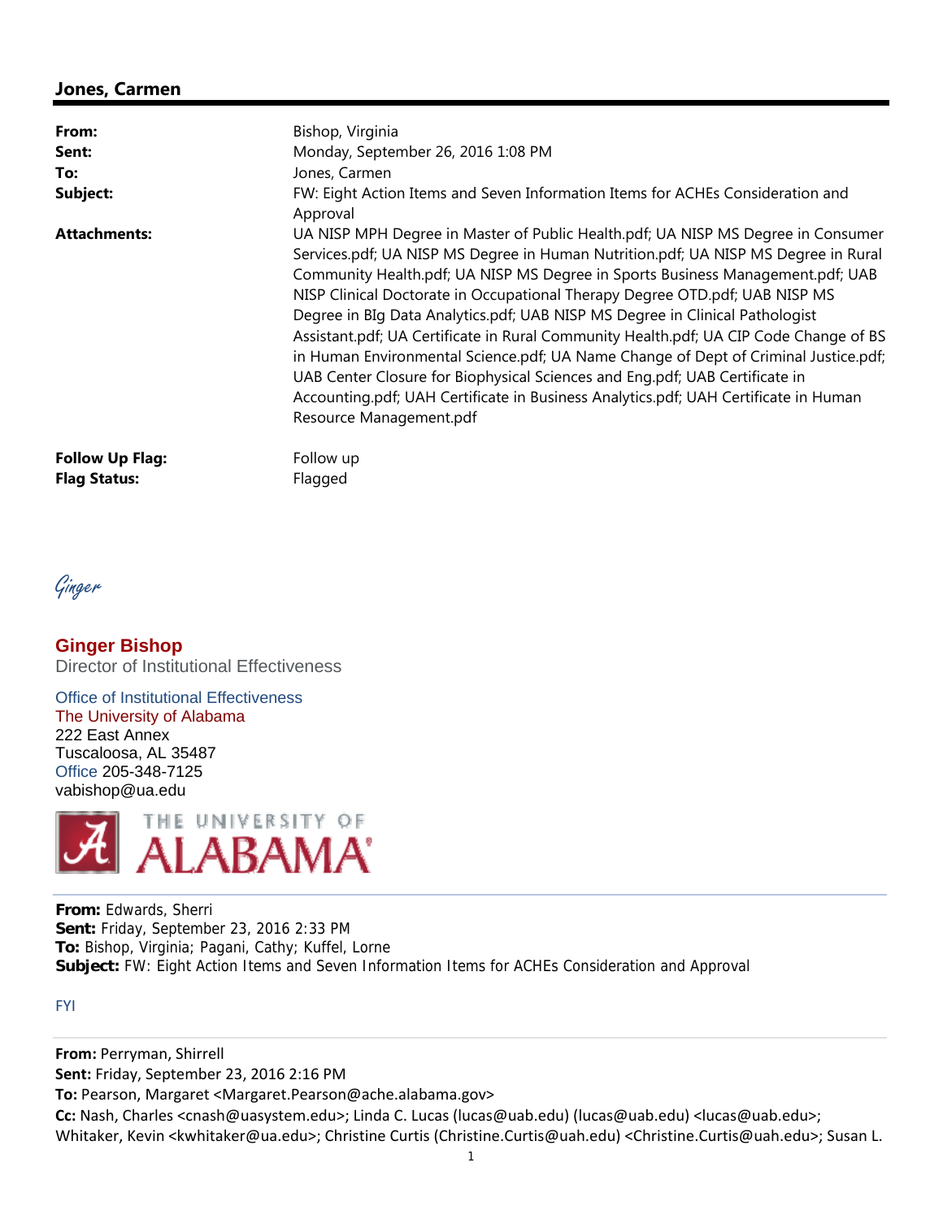## Jones, Carmen

| | |
|---|---|
| **From:** | Bishop, Virginia |
| **Sent:** | Monday, September 26, 2016 1:08 PM |
| **To:** | Jones, Carmen |
| **Subject:** | FW: Eight Action Items and Seven Information Items for ACHEs Consideration and Approval |
| **Attachments:** | UA NISP MPH Degree in Master of Public Health.pdf; UA NISP MS Degree in Consumer Services.pdf; UA NISP MS Degree in Human Nutrition.pdf; UA NISP MS Degree in Rural Community Health.pdf; UA NISP MS Degree in Sports Business Management.pdf; UAB NISP Clinical Doctorate in Occupational Therapy Degree OTD.pdf; UAB NISP MS Degree in BIg Data Analytics.pdf; UAB NISP MS Degree in Clinical Pathologist Assistant.pdf; UA Certificate in Rural Community Health.pdf; UA CIP Code Change of BS in Human Environmental Science.pdf; UA Name Change of Dept of Criminal Justice.pdf; UAB Center Closure for Biophysical Sciences and Eng.pdf; UAB Certificate in Accounting.pdf; UAH Certificate in Business Analytics.pdf; UAH Certificate in Human Resource Management.pdf |
| **Follow Up Flag:** | Follow up |
| **Flag Status:** | Flagged |

*Ginger*

**Ginger Bishop**
Director of Institutional Effectiveness

Office of Institutional Effectiveness
The University of Alabama
222 East Annex
Tuscaloosa, AL 35487
Office 205-348-7125
vabishop@ua.edu

THE UNIVERSITY OF ALABAMA

---

**From:** Edwards, Sherri
**Sent:** Friday, September 23, 2016 2:33 PM
**To:** Bishop, Virginia; Pagani, Cathy; Kuffel, Lorne
**Subject:** FW: Eight Action Items and Seven Information Items for ACHEs Consideration and Approval

FYI

---

**From:** Perryman, Shirrell
**Sent:** Friday, September 23, 2016 2:16 PM
**To:** Pearson, Margaret <Margaret.Pearson@ache.alabama.gov>
**Cc:** Nash, Charles <cnash@uasystem.edu>; Linda C. Lucas (lucas@uab.edu) (lucas@uab.edu) <lucas@uab.edu>; Whitaker, Kevin <kwhitaker@ua.edu>; Christine Curtis (Christine.Curtis@uah.edu) <Christine.Curtis@uah.edu>; Susan L.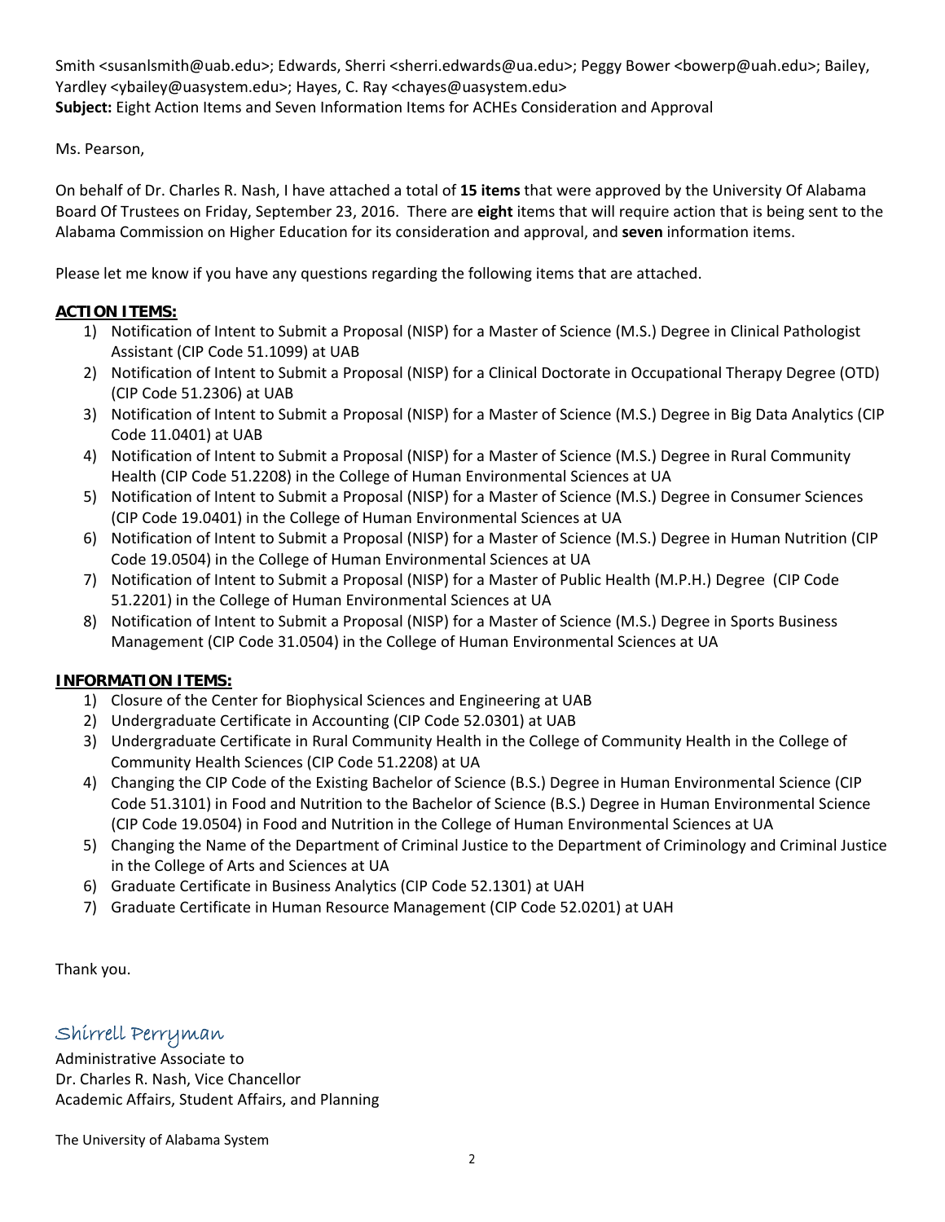Smith <susanlsmith@uab.edu>; Edwards, Sherri <sherri.edwards@ua.edu>; Peggy Bower <bowerp@uah.edu>; Bailey, Yardley <ybailey@uasystem.edu>; Hayes, C. Ray <chayes@uasystem.edu>
**Subject:** Eight Action Items and Seven Information Items for ACHEs Consideration and Approval

Ms. Pearson,

On behalf of Dr. Charles R. Nash, I have attached a total of **15 items** that were approved by the University Of Alabama Board Of Trustees on Friday, September 23, 2016. There are **eight** items that will require action that is being sent to the Alabama Commission on Higher Education for its consideration and approval, and **seven** information items.

Please let me know if you have any questions regarding the following items that are attached.

**ACTION ITEMS:**

1) Notification of Intent to Submit a Proposal (NISP) for a Master of Science (M.S.) Degree in Clinical Pathologist Assistant (CIP Code 51.1099) at UAB
2) Notification of Intent to Submit a Proposal (NISP) for a Clinical Doctorate in Occupational Therapy Degree (OTD) (CIP Code 51.2306) at UAB
3) Notification of Intent to Submit a Proposal (NISP) for a Master of Science (M.S.) Degree in Big Data Analytics (CIP Code 11.0401) at UAB
4) Notification of Intent to Submit a Proposal (NISP) for a Master of Science (M.S.) Degree in Rural Community Health (CIP Code 51.2208) in the College of Human Environmental Sciences at UA
5) Notification of Intent to Submit a Proposal (NISP) for a Master of Science (M.S.) Degree in Consumer Sciences (CIP Code 19.0401) in the College of Human Environmental Sciences at UA
6) Notification of Intent to Submit a Proposal (NISP) for a Master of Science (M.S.) Degree in Human Nutrition (CIP Code 19.0504) in the College of Human Environmental Sciences at UA
7) Notification of Intent to Submit a Proposal (NISP) for a Master of Public Health (M.P.H.) Degree (CIP Code 51.2201) in the College of Human Environmental Sciences at UA
8) Notification of Intent to Submit a Proposal (NISP) for a Master of Science (M.S.) Degree in Sports Business Management (CIP Code 31.0504) in the College of Human Environmental Sciences at UA

**INFORMATION ITEMS:**

1) Closure of the Center for Biophysical Sciences and Engineering at UAB
2) Undergraduate Certificate in Accounting (CIP Code 52.0301) at UAB
3) Undergraduate Certificate in Rural Community Health in the College of Community Health in the College of Community Health Sciences (CIP Code 51.2208) at UA
4) Changing the CIP Code of the Existing Bachelor of Science (B.S.) Degree in Human Environmental Science (CIP Code 51.3101) in Food and Nutrition to the Bachelor of Science (B.S.) Degree in Human Environmental Science (CIP Code 19.0504) in Food and Nutrition in the College of Human Environmental Sciences at UA
5) Changing the Name of the Department of Criminal Justice to the Department of Criminology and Criminal Justice in the College of Arts and Sciences at UA
6) Graduate Certificate in Business Analytics (CIP Code 52.1301) at UAH
7) Graduate Certificate in Human Resource Management (CIP Code 52.0201) at UAH

Thank you.

Shirrell Perryman

Administrative Associate to
Dr. Charles R. Nash, Vice Chancellor
Academic Affairs, Student Affairs, and Planning

The University of Alabama System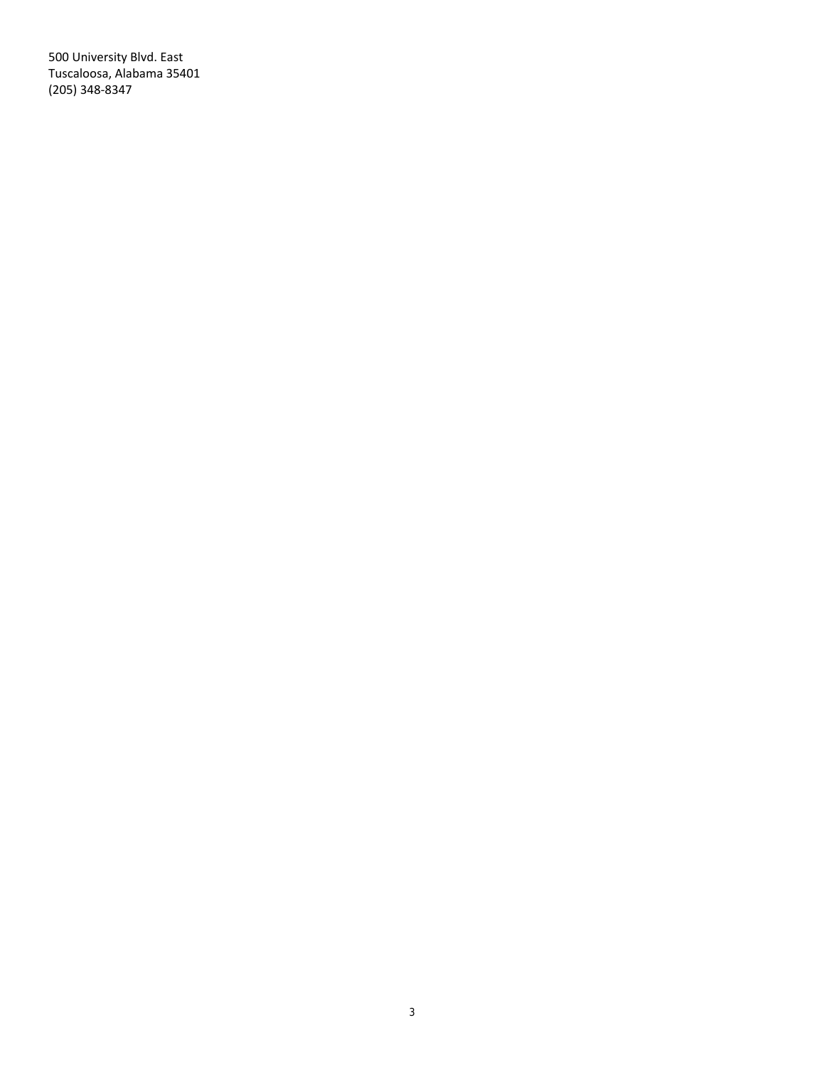500 University Blvd. East  
Tuscaloosa, Alabama 35401  
(205) 348-8347